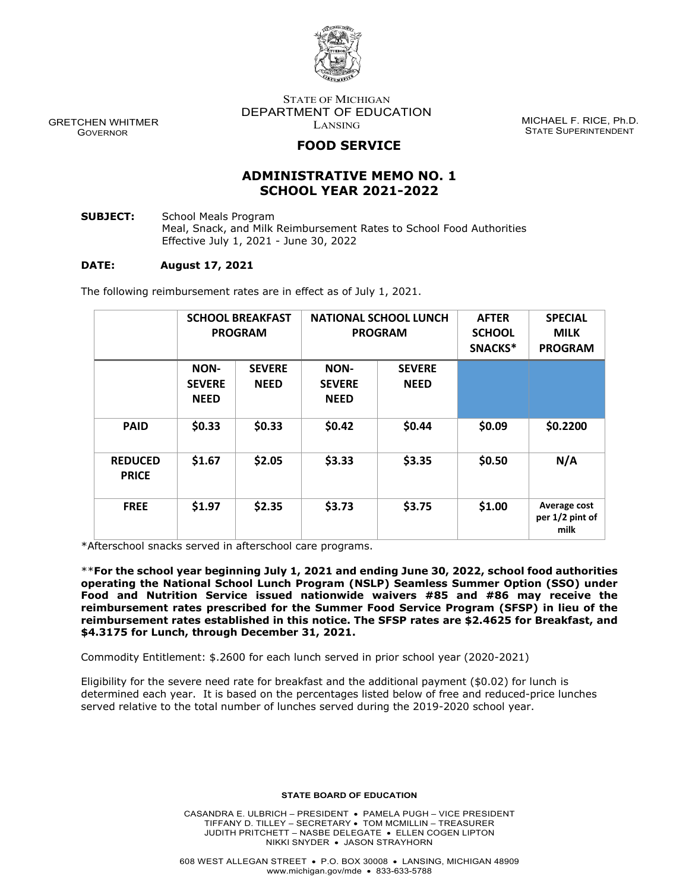STATE OF MICHIGAN
DEPARTMENT OF EDUCATION
LANSING

GRETCHEN WHITMER
GOVERNOR

MICHAEL F. RICE, Ph.D.
STATE SUPERINTENDENT

## FOOD SERVICE

# ADMINISTRATIVE MEMO NO. 1
# SCHOOL YEAR 2021-2022

**SUBJECT:** School Meals Program
Meal, Snack, and Milk Reimbursement Rates to School Food Authorities
Effective July 1, 2021 - June 30, 2022

**DATE:** **August 17, 2021**

The following reimbursement rates are in effect as of July 1, 2021.

| | **SCHOOL BREAKFAST PROGRAM** | | **NATIONAL SCHOOL LUNCH PROGRAM** | | **AFTER SCHOOL SNACKS*** | **SPECIAL MILK PROGRAM** |
|---|---|---|---|---|---|---|
| | **NON-SEVERE NEED** | **SEVERE NEED** | **NON-SEVERE NEED** | **SEVERE NEED** | | |
| **PAID** | **$0.33** | **$0.33** | **$0.42** | **$0.44** | **$0.09** | **$0.2200** |
| **REDUCED PRICE** | **$1.67** | **$2.05** | **$3.33** | **$3.35** | **$0.50** | **N/A** |
| **FREE** | **$1.97** | **$2.35** | **$3.73** | **$3.75** | **$1.00** | **Average cost per 1/2 pint of milk** |

*Afterschool snacks served in afterschool care programs.

****For the school year beginning July 1, 2021 and ending June 30, 2022, school food authorities operating the National School Lunch Program (NSLP) Seamless Summer Option (SSO) under Food and Nutrition Service issued nationwide waivers #85 and #86 may receive the reimbursement rates prescribed for the Summer Food Service Program (SFSP) in lieu of the reimbursement rates established in this notice. The SFSP rates are $2.4625 for Breakfast, and $4.3175 for Lunch, through December 31, 2021.**

Commodity Entitlement: $.2600 for each lunch served in prior school year (2020-2021)

Eligibility for the severe need rate for breakfast and the additional payment ($0.02) for lunch is determined each year. It is based on the percentages listed below of free and reduced-price lunches served relative to the total number of lunches served during the 2019-2020 school year.

**STATE BOARD OF EDUCATION**

CASANDRA E. ULBRICH – PRESIDENT • PAMELA PUGH – VICE PRESIDENT
TIFFANY D. TILLEY – SECRETARY • TOM MCMILLIN – TREASURER
JUDITH PRITCHETT – NASBE DELEGATE • ELLEN COGEN LIPTON
NIKKI SNYDER • JASON STRAYHORN

608 WEST ALLEGAN STREET • P.O. BOX 30008 • LANSING, MICHIGAN 48909
www.michigan.gov/mde • 833-633-5788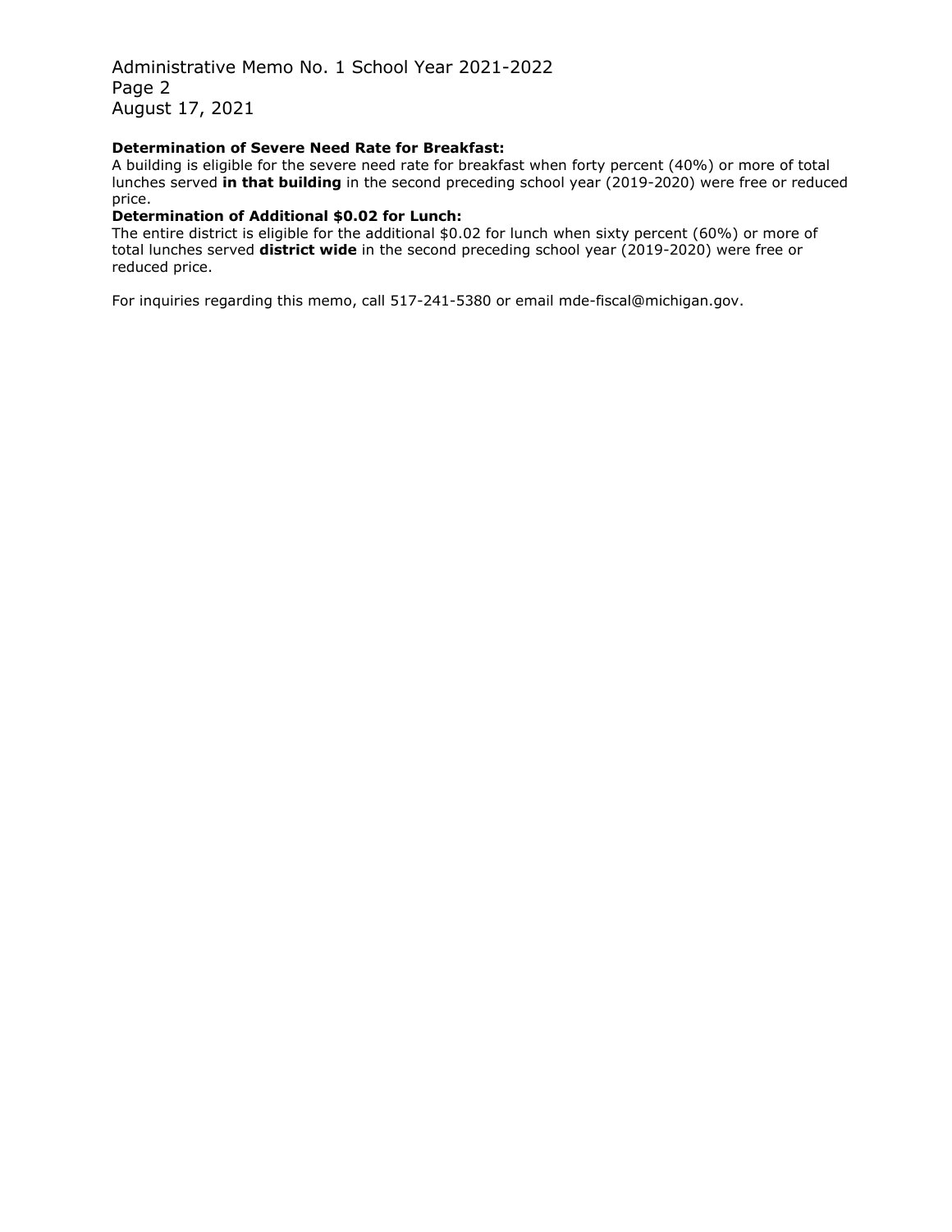**Determination of Severe Need Rate for Breakfast:**
A building is eligible for the severe need rate for breakfast when forty percent (40%) or more of total lunches served **in that building** in the second preceding school year (2019-2020) were free or reduced price.

**Determination of Additional $0.02 for Lunch:**
The entire district is eligible for the additional $0.02 for lunch when sixty percent (60%) or more of total lunches served **district wide** in the second preceding school year (2019-2020) were free or reduced price.

For inquiries regarding this memo, call 517-241-5380 or email mde-fiscal@michigan.gov.